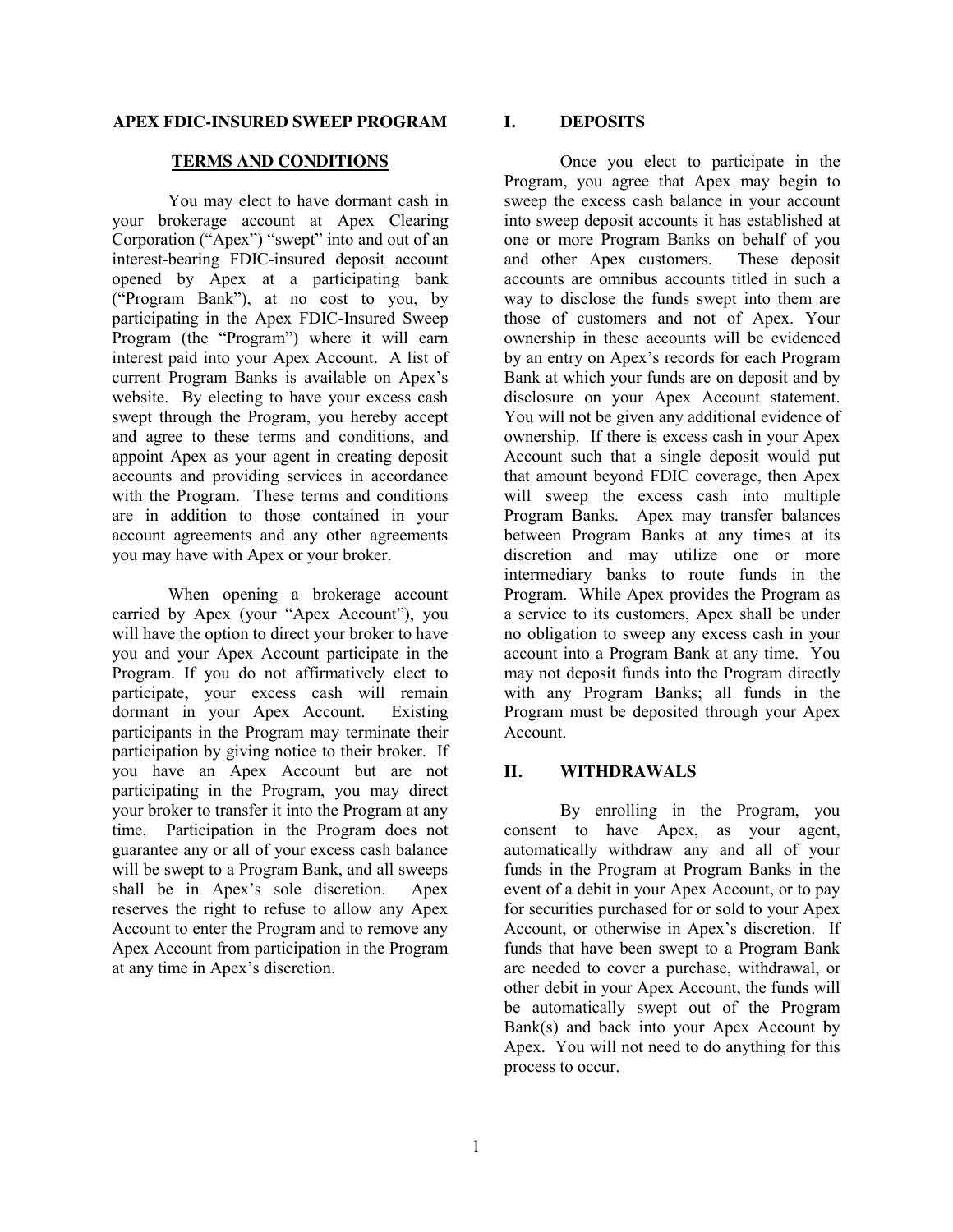# APEX FDIC-INSURED SWEEP PROGRAM

## TERMS AND CONDITIONS

You may elect to have dormant cash in your brokerage account at Apex Clearing Corporation ("Apex") "swept" into and out of an interest-bearing FDIC-insured deposit account opened by Apex at a participating bank ("Program Bank"), at no cost to you, by participating in the Apex FDIC-Insured Sweep Program (the "Program") where it will earn interest paid into your Apex Account. A list of current Program Banks is available on Apex's website. By electing to have your excess cash swept through the Program, you hereby accept and agree to these terms and conditions, and appoint Apex as your agent in creating deposit accounts and providing services in accordance with the Program. These terms and conditions are in addition to those contained in your account agreements and any other agreements you may have with Apex or your broker.

When opening a brokerage account carried by Apex (your "Apex Account"), you will have the option to direct your broker to have you and your Apex Account participate in the Program. If you do not affirmatively elect to participate, your excess cash will remain dormant in your Apex Account. Existing participants in the Program may terminate their participation by giving notice to their broker. If you have an Apex Account but are not participating in the Program, you may direct your broker to transfer it into the Program at any time. Participation in the Program does not guarantee any or all of your excess cash balance will be swept to a Program Bank, and all sweeps shall be in Apex's sole discretion. Apex reserves the right to refuse to allow any Apex Account to enter the Program and to remove any Apex Account from participation in the Program at any time in Apex's discretion.

## I. DEPOSITS

Once you elect to participate in the Program, you agree that Apex may begin to sweep the excess cash balance in your account into sweep deposit accounts it has established at one or more Program Banks on behalf of you and other Apex customers. These deposit accounts are omnibus accounts titled in such a way to disclose the funds swept into them are those of customers and not of Apex. Your ownership in these accounts will be evidenced by an entry on Apex's records for each Program Bank at which your funds are on deposit and by disclosure on your Apex Account statement. You will not be given any additional evidence of ownership. If there is excess cash in your Apex Account such that a single deposit would put that amount beyond FDIC coverage, then Apex will sweep the excess cash into multiple Program Banks. Apex may transfer balances between Program Banks at any times at its discretion and may utilize one or more intermediary banks to route funds in the Program. While Apex provides the Program as a service to its customers, Apex shall be under no obligation to sweep any excess cash in your account into a Program Bank at any time. You may not deposit funds into the Program directly with any Program Banks; all funds in the Program must be deposited through your Apex Account.

## II. WITHDRAWALS

By enrolling in the Program, you consent to have Apex, as your agent, automatically withdraw any and all of your funds in the Program at Program Banks in the event of a debit in your Apex Account, or to pay for securities purchased for or sold to your Apex Account, or otherwise in Apex's discretion. If funds that have been swept to a Program Bank are needed to cover a purchase, withdrawal, or other debit in your Apex Account, the funds will be automatically swept out of the Program Bank(s) and back into your Apex Account by Apex. You will not need to do anything for this process to occur.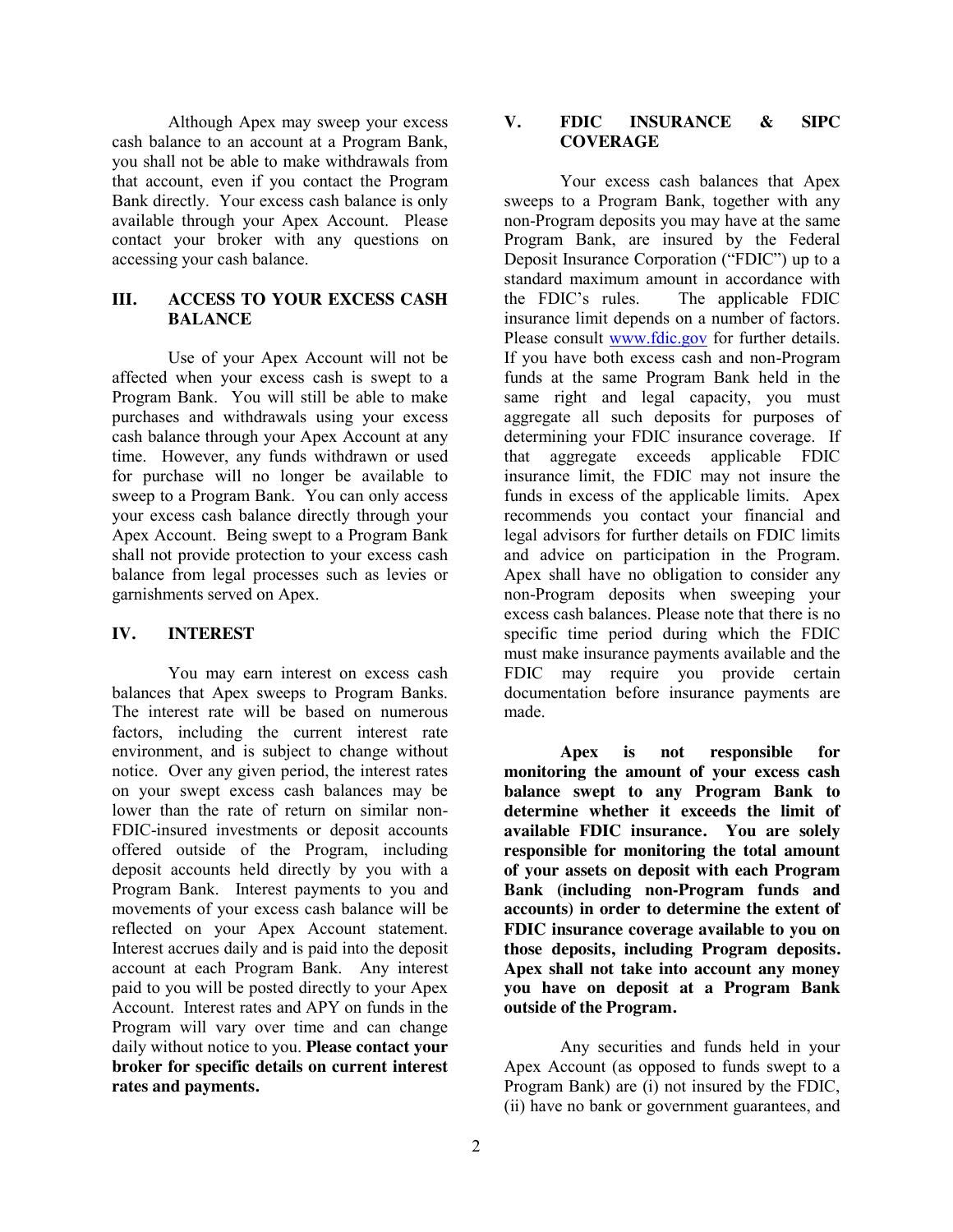Although Apex may sweep your excess cash balance to an account at a Program Bank, you shall not be able to make withdrawals from that account, even if you contact the Program Bank directly. Your excess cash balance is only available through your Apex Account. Please contact your broker with any questions on accessing your cash balance.

## III. ACCESS TO YOUR EXCESS CASH BALANCE

Use of your Apex Account will not be affected when your excess cash is swept to a Program Bank. You will still be able to make purchases and withdrawals using your excess cash balance through your Apex Account at any time. However, any funds withdrawn or used for purchase will no longer be available to sweep to a Program Bank. You can only access your excess cash balance directly through your Apex Account. Being swept to a Program Bank shall not provide protection to your excess cash balance from legal processes such as levies or garnishments served on Apex.

## IV. INTEREST

You may earn interest on excess cash balances that Apex sweeps to Program Banks. The interest rate will be based on numerous factors, including the current interest rate environment, and is subject to change without notice. Over any given period, the interest rates on your swept excess cash balances may be lower than the rate of return on similar non-FDIC-insured investments or deposit accounts offered outside of the Program, including deposit accounts held directly by you with a Program Bank. Interest payments to you and movements of your excess cash balance will be reflected on your Apex Account statement. Interest accrues daily and is paid into the deposit account at each Program Bank. Any interest paid to you will be posted directly to your Apex Account. Interest rates and APY on funds in the Program will vary over time and can change daily without notice to you. **Please contact your broker for specific details on current interest rates and payments.**

## V. FDIC INSURANCE & SIPC COVERAGE

Your excess cash balances that Apex sweeps to a Program Bank, together with any non-Program deposits you may have at the same Program Bank, are insured by the Federal Deposit Insurance Corporation ("FDIC") up to a standard maximum amount in accordance with the FDIC's rules. The applicable FDIC insurance limit depends on a number of factors. Please consult www.fdic.gov for further details. If you have both excess cash and non-Program funds at the same Program Bank held in the same right and legal capacity, you must aggregate all such deposits for purposes of determining your FDIC insurance coverage. If that aggregate exceeds applicable FDIC insurance limit, the FDIC may not insure the funds in excess of the applicable limits. Apex recommends you contact your financial and legal advisors for further details on FDIC limits and advice on participation in the Program. Apex shall have no obligation to consider any non-Program deposits when sweeping your excess cash balances. Please note that there is no specific time period during which the FDIC must make insurance payments available and the FDIC may require you provide certain documentation before insurance payments are made.

**Apex is not responsible for monitoring the amount of your excess cash balance swept to any Program Bank to determine whether it exceeds the limit of available FDIC insurance. You are solely responsible for monitoring the total amount of your assets on deposit with each Program Bank (including non-Program funds and accounts) in order to determine the extent of FDIC insurance coverage available to you on those deposits, including Program deposits. Apex shall not take into account any money you have on deposit at a Program Bank outside of the Program.**

Any securities and funds held in your Apex Account (as opposed to funds swept to a Program Bank) are (i) not insured by the FDIC, (ii) have no bank or government guarantees, and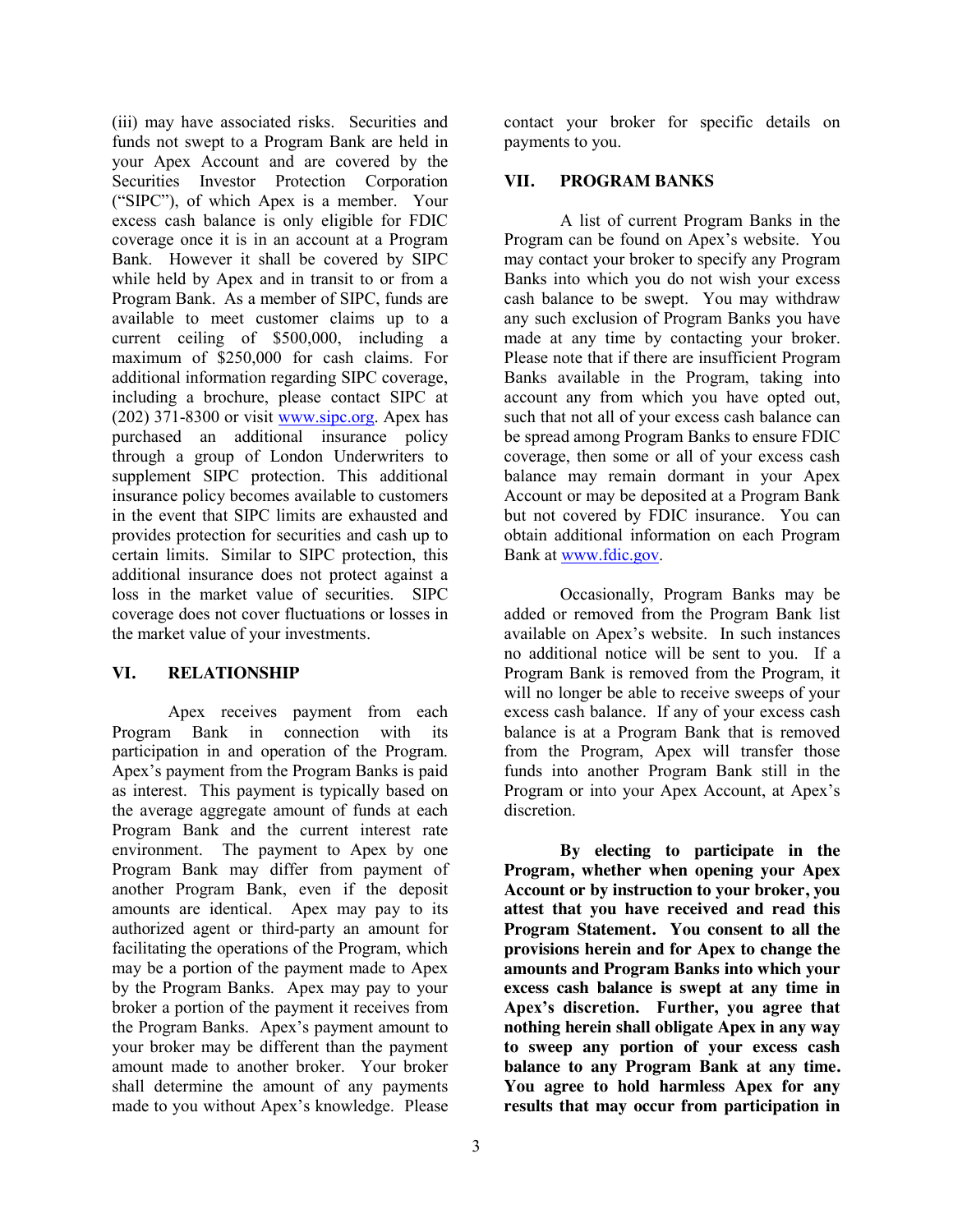(iii) may have associated risks. Securities and funds not swept to a Program Bank are held in your Apex Account and are covered by the Securities Investor Protection Corporation ("SIPC"), of which Apex is a member. Your excess cash balance is only eligible for FDIC coverage once it is in an account at a Program Bank. However it shall be covered by SIPC while held by Apex and in transit to or from a Program Bank. As a member of SIPC, funds are available to meet customer claims up to a current ceiling of $500,000, including a maximum of $250,000 for cash claims. For additional information regarding SIPC coverage, including a brochure, please contact SIPC at (202) 371-8300 or visit [www.sipc.org](www.sipc.org). Apex has purchased an additional insurance policy through a group of London Underwriters to supplement SIPC protection. This additional insurance policy becomes available to customers in the event that SIPC limits are exhausted and provides protection for securities and cash up to certain limits. Similar to SIPC protection, this additional insurance does not protect against a loss in the market value of securities. SIPC coverage does not cover fluctuations or losses in the market value of your investments.

## VI. RELATIONSHIP

Apex receives payment from each Program Bank in connection with its participation in and operation of the Program. Apex's payment from the Program Banks is paid as interest. This payment is typically based on the average aggregate amount of funds at each Program Bank and the current interest rate environment. The payment to Apex by one Program Bank may differ from payment of another Program Bank, even if the deposit amounts are identical. Apex may pay to its authorized agent or third-party an amount for facilitating the operations of the Program, which may be a portion of the payment made to Apex by the Program Banks. Apex may pay to your broker a portion of the payment it receives from the Program Banks. Apex's payment amount to your broker may be different than the payment amount made to another broker. Your broker shall determine the amount of any payments made to you without Apex's knowledge. Please contact your broker for specific details on payments to you.

## VII. PROGRAM BANKS

A list of current Program Banks in the Program can be found on Apex's website. You may contact your broker to specify any Program Banks into which you do not wish your excess cash balance to be swept. You may withdraw any such exclusion of Program Banks you have made at any time by contacting your broker. Please note that if there are insufficient Program Banks available in the Program, taking into account any from which you have opted out, such that not all of your excess cash balance can be spread among Program Banks to ensure FDIC coverage, then some or all of your excess cash balance may remain dormant in your Apex Account or may be deposited at a Program Bank but not covered by FDIC insurance. You can obtain additional information on each Program Bank at [www.fdic.gov](www.fdic.gov).

Occasionally, Program Banks may be added or removed from the Program Bank list available on Apex's website. In such instances no additional notice will be sent to you. If a Program Bank is removed from the Program, it will no longer be able to receive sweeps of your excess cash balance. If any of your excess cash balance is at a Program Bank that is removed from the Program, Apex will transfer those funds into another Program Bank still in the Program or into your Apex Account, at Apex's discretion.

**By electing to participate in the Program, whether when opening your Apex Account or by instruction to your broker, you attest that you have received and read this Program Statement. You consent to all the provisions herein and for Apex to change the amounts and Program Banks into which your excess cash balance is swept at any time in Apex's discretion. Further, you agree that nothing herein shall obligate Apex in any way to sweep any portion of your excess cash balance to any Program Bank at any time. You agree to hold harmless Apex for any results that may occur from participation in**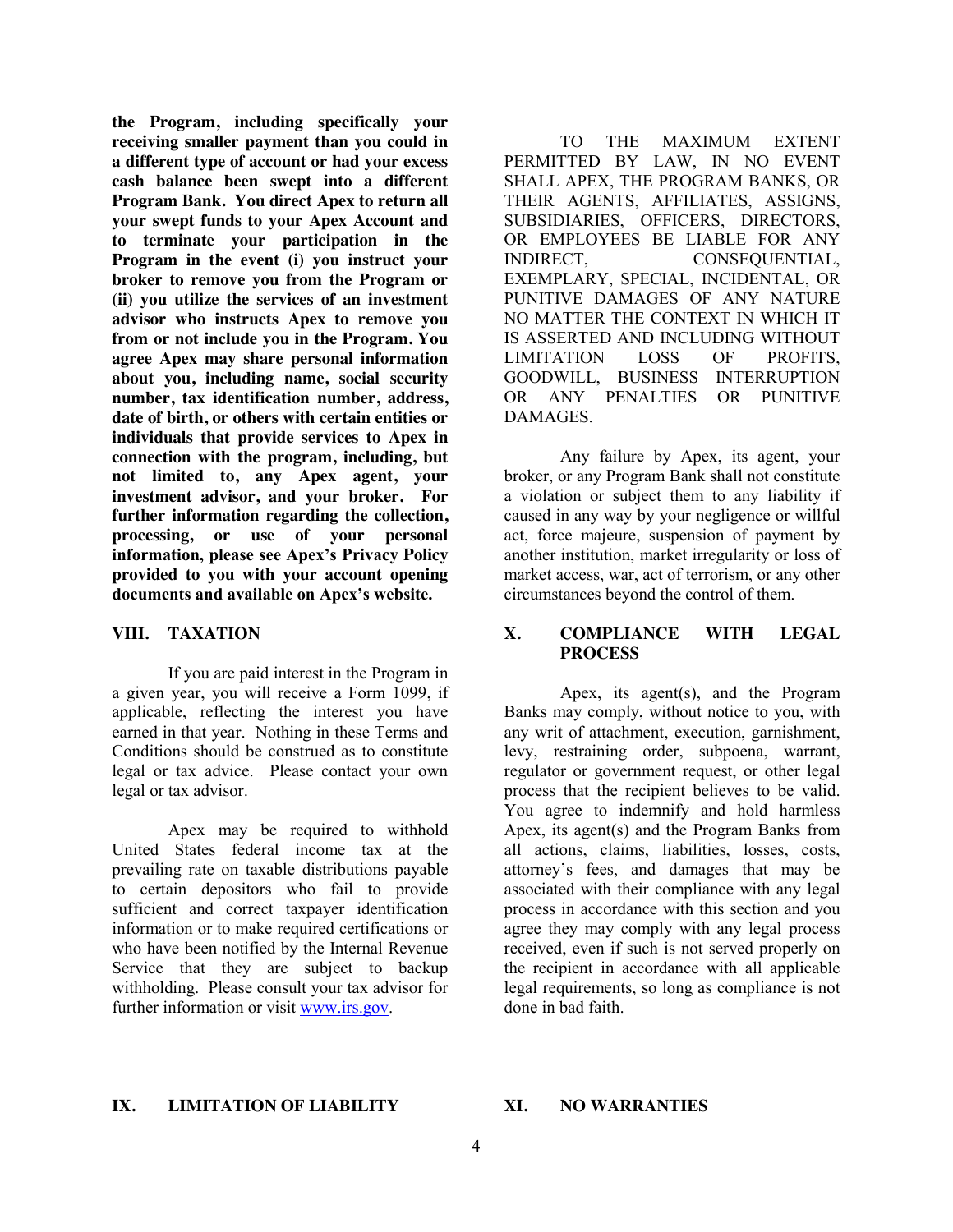**the Program, including specifically your receiving smaller payment than you could in a different type of account or had your excess cash balance been swept into a different Program Bank. You direct Apex to return all your swept funds to your Apex Account and to terminate your participation in the Program in the event (i) you instruct your broker to remove you from the Program or (ii) you utilize the services of an investment advisor who instructs Apex to remove you from or not include you in the Program. You agree Apex may share personal information about you, including name, social security number, tax identification number, address, date of birth, or others with certain entities or individuals that provide services to Apex in connection with the program, including, but not limited to, any Apex agent, your investment advisor, and your broker. For further information regarding the collection, processing, or use of your personal information, please see Apex's Privacy Policy provided to you with your account opening documents and available on Apex's website.**

## VIII. TAXATION

If you are paid interest in the Program in a given year, you will receive a Form 1099, if applicable, reflecting the interest you have earned in that year. Nothing in these Terms and Conditions should be construed as to constitute legal or tax advice. Please contact your own legal or tax advisor.

Apex may be required to withhold United States federal income tax at the prevailing rate on taxable distributions payable to certain depositors who fail to provide sufficient and correct taxpayer identification information or to make required certifications or who have been notified by the Internal Revenue Service that they are subject to backup withholding. Please consult your tax advisor for further information or visit www.irs.gov.

## IX. LIMITATION OF LIABILITY

TO THE MAXIMUM EXTENT PERMITTED BY LAW, IN NO EVENT SHALL APEX, THE PROGRAM BANKS, OR THEIR AGENTS, AFFILIATES, ASSIGNS, SUBSIDIARIES, OFFICERS, DIRECTORS, OR EMPLOYEES BE LIABLE FOR ANY INDIRECT, CONSEQUENTIAL, EXEMPLARY, SPECIAL, INCIDENTAL, OR PUNITIVE DAMAGES OF ANY NATURE NO MATTER THE CONTEXT IN WHICH IT IS ASSERTED AND INCLUDING WITHOUT LIMITATION LOSS OF PROFITS, GOODWILL, BUSINESS INTERRUPTION OR ANY PENALTIES OR PUNITIVE DAMAGES.

Any failure by Apex, its agent, your broker, or any Program Bank shall not constitute a violation or subject them to any liability if caused in any way by your negligence or willful act, force majeure, suspension of payment by another institution, market irregularity or loss of market access, war, act of terrorism, or any other circumstances beyond the control of them.

## X. COMPLIANCE WITH LEGAL PROCESS

Apex, its agent(s), and the Program Banks may comply, without notice to you, with any writ of attachment, execution, garnishment, levy, restraining order, subpoena, warrant, regulator or government request, or other legal process that the recipient believes to be valid. You agree to indemnify and hold harmless Apex, its agent(s) and the Program Banks from all actions, claims, liabilities, losses, costs, attorney's fees, and damages that may be associated with their compliance with any legal process in accordance with this section and you agree they may comply with any legal process received, even if such is not served properly on the recipient in accordance with all applicable legal requirements, so long as compliance is not done in bad faith.

## XI. NO WARRANTIES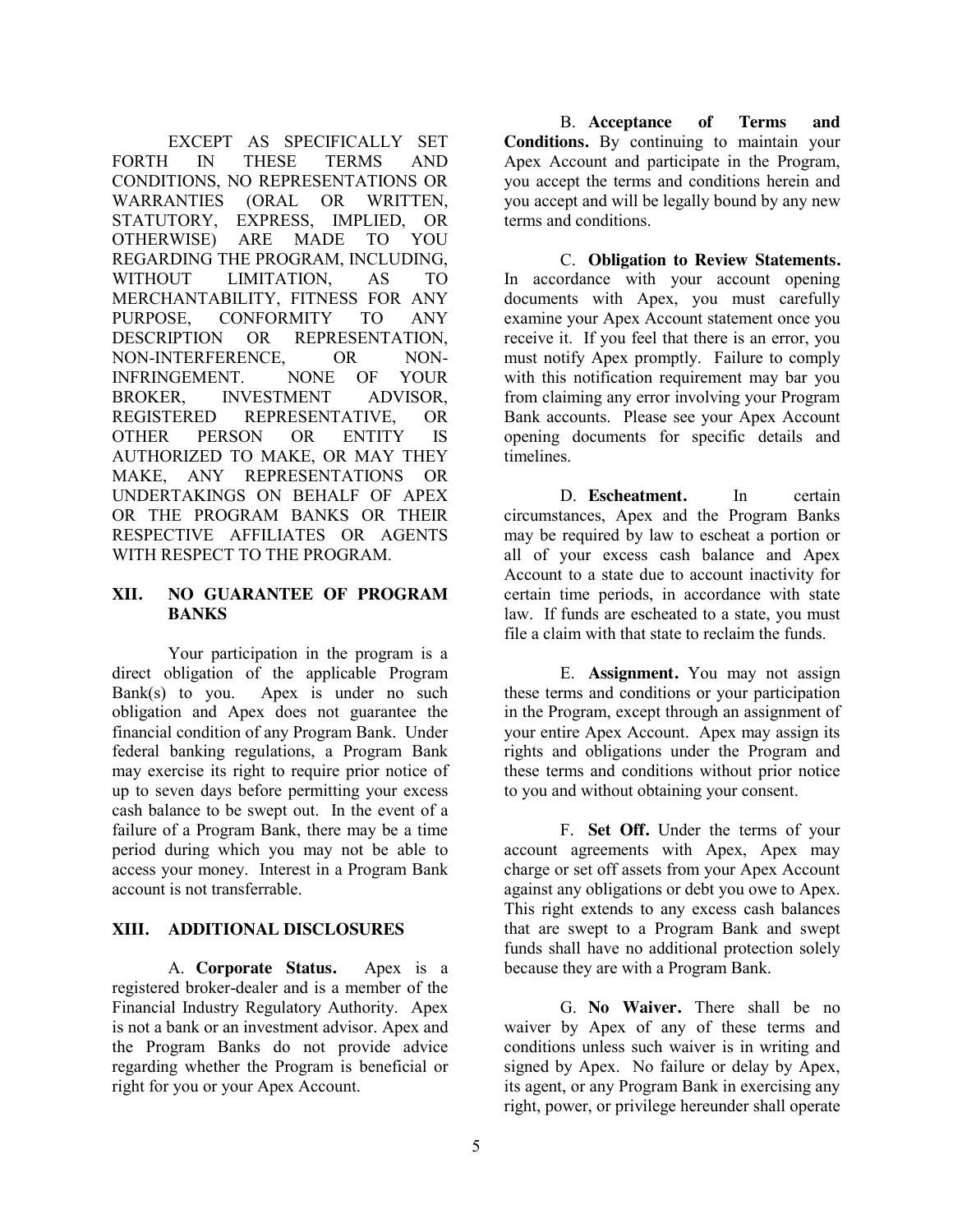EXCEPT AS SPECIFICALLY SET FORTH IN THESE TERMS AND CONDITIONS, NO REPRESENTATIONS OR WARRANTIES (ORAL OR WRITTEN, STATUTORY, EXPRESS, IMPLIED, OR OTHERWISE) ARE MADE TO YOU REGARDING THE PROGRAM, INCLUDING, WITHOUT LIMITATION, AS TO MERCHANTABILITY, FITNESS FOR ANY PURPOSE, CONFORMITY TO ANY DESCRIPTION OR REPRESENTATION, NON-INTERFERENCE, OR NON-INFRINGEMENT. NONE OF YOUR BROKER, INVESTMENT ADVISOR, REGISTERED REPRESENTATIVE, OR OTHER PERSON OR ENTITY IS AUTHORIZED TO MAKE, OR MAY THEY MAKE, ANY REPRESENTATIONS OR UNDERTAKINGS ON BEHALF OF APEX OR THE PROGRAM BANKS OR THEIR RESPECTIVE AFFILIATES OR AGENTS WITH RESPECT TO THE PROGRAM.

## XII. NO GUARANTEE OF PROGRAM BANKS

Your participation in the program is a direct obligation of the applicable Program Bank(s) to you. Apex is under no such obligation and Apex does not guarantee the financial condition of any Program Bank. Under federal banking regulations, a Program Bank may exercise its right to require prior notice of up to seven days before permitting your excess cash balance to be swept out. In the event of a failure of a Program Bank, there may be a time period during which you may not be able to access your money. Interest in a Program Bank account is not transferrable.

## XIII. ADDITIONAL DISCLOSURES

A. **Corporate Status.** Apex is a registered broker-dealer and is a member of the Financial Industry Regulatory Authority. Apex is not a bank or an investment advisor. Apex and the Program Banks do not provide advice regarding whether the Program is beneficial or right for you or your Apex Account.

B. **Acceptance of Terms and Conditions.** By continuing to maintain your Apex Account and participate in the Program, you accept the terms and conditions herein and you accept and will be legally bound by any new terms and conditions.

C. **Obligation to Review Statements.** In accordance with your account opening documents with Apex, you must carefully examine your Apex Account statement once you receive it. If you feel that there is an error, you must notify Apex promptly. Failure to comply with this notification requirement may bar you from claiming any error involving your Program Bank accounts. Please see your Apex Account opening documents for specific details and timelines.

D. **Escheatment.** In certain circumstances, Apex and the Program Banks may be required by law to escheat a portion or all of your excess cash balance and Apex Account to a state due to account inactivity for certain time periods, in accordance with state law. If funds are escheated to a state, you must file a claim with that state to reclaim the funds.

E. **Assignment.** You may not assign these terms and conditions or your participation in the Program, except through an assignment of your entire Apex Account. Apex may assign its rights and obligations under the Program and these terms and conditions without prior notice to you and without obtaining your consent.

F. **Set Off.** Under the terms of your account agreements with Apex, Apex may charge or set off assets from your Apex Account against any obligations or debt you owe to Apex. This right extends to any excess cash balances that are swept to a Program Bank and swept funds shall have no additional protection solely because they are with a Program Bank.

G. **No Waiver.** There shall be no waiver by Apex of any of these terms and conditions unless such waiver is in writing and signed by Apex. No failure or delay by Apex, its agent, or any Program Bank in exercising any right, power, or privilege hereunder shall operate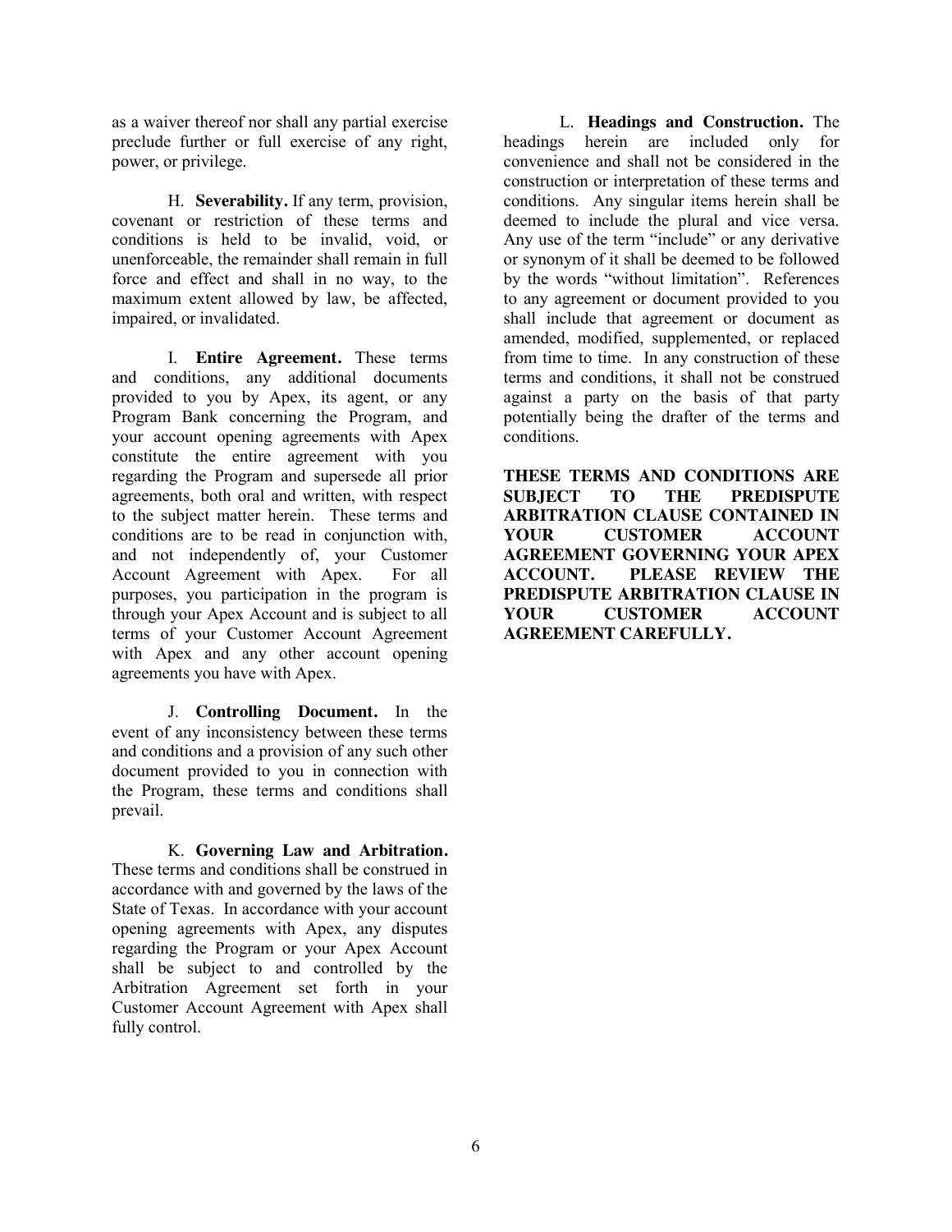as a waiver thereof nor shall any partial exercise preclude further or full exercise of any right, power, or privilege.

H. **Severability.** If any term, provision, covenant or restriction of these terms and conditions is held to be invalid, void, or unenforceable, the remainder shall remain in full force and effect and shall in no way, to the maximum extent allowed by law, be affected, impaired, or invalidated.

I. **Entire Agreement.** These terms and conditions, any additional documents provided to you by Apex, its agent, or any Program Bank concerning the Program, and your account opening agreements with Apex constitute the entire agreement with you regarding the Program and supersede all prior agreements, both oral and written, with respect to the subject matter herein. These terms and conditions are to be read in conjunction with, and not independently of, your Customer Account Agreement with Apex. For all purposes, you participation in the program is through your Apex Account and is subject to all terms of your Customer Account Agreement with Apex and any other account opening agreements you have with Apex.

J. **Controlling Document.** In the event of any inconsistency between these terms and conditions and a provision of any such other document provided to you in connection with the Program, these terms and conditions shall prevail.

K. **Governing Law and Arbitration.** These terms and conditions shall be construed in accordance with and governed by the laws of the State of Texas. In accordance with your account opening agreements with Apex, any disputes regarding the Program or your Apex Account shall be subject to and controlled by the Arbitration Agreement set forth in your Customer Account Agreement with Apex shall fully control.

L. **Headings and Construction.** The headings herein are included only for convenience and shall not be considered in the construction or interpretation of these terms and conditions. Any singular items herein shall be deemed to include the plural and vice versa. Any use of the term "include" or any derivative or synonym of it shall be deemed to be followed by the words "without limitation". References to any agreement or document provided to you shall include that agreement or document as amended, modified, supplemented, or replaced from time to time. In any construction of these terms and conditions, it shall not be construed against a party on the basis of that party potentially being the drafter of the terms and conditions.

**THESE TERMS AND CONDITIONS ARE SUBJECT TO THE PREDISPUTE ARBITRATION CLAUSE CONTAINED IN YOUR CUSTOMER ACCOUNT AGREEMENT GOVERNING YOUR APEX ACCOUNT. PLEASE REVIEW THE PREDISPUTE ARBITRATION CLAUSE IN YOUR CUSTOMER ACCOUNT AGREEMENT CAREFULLY.**